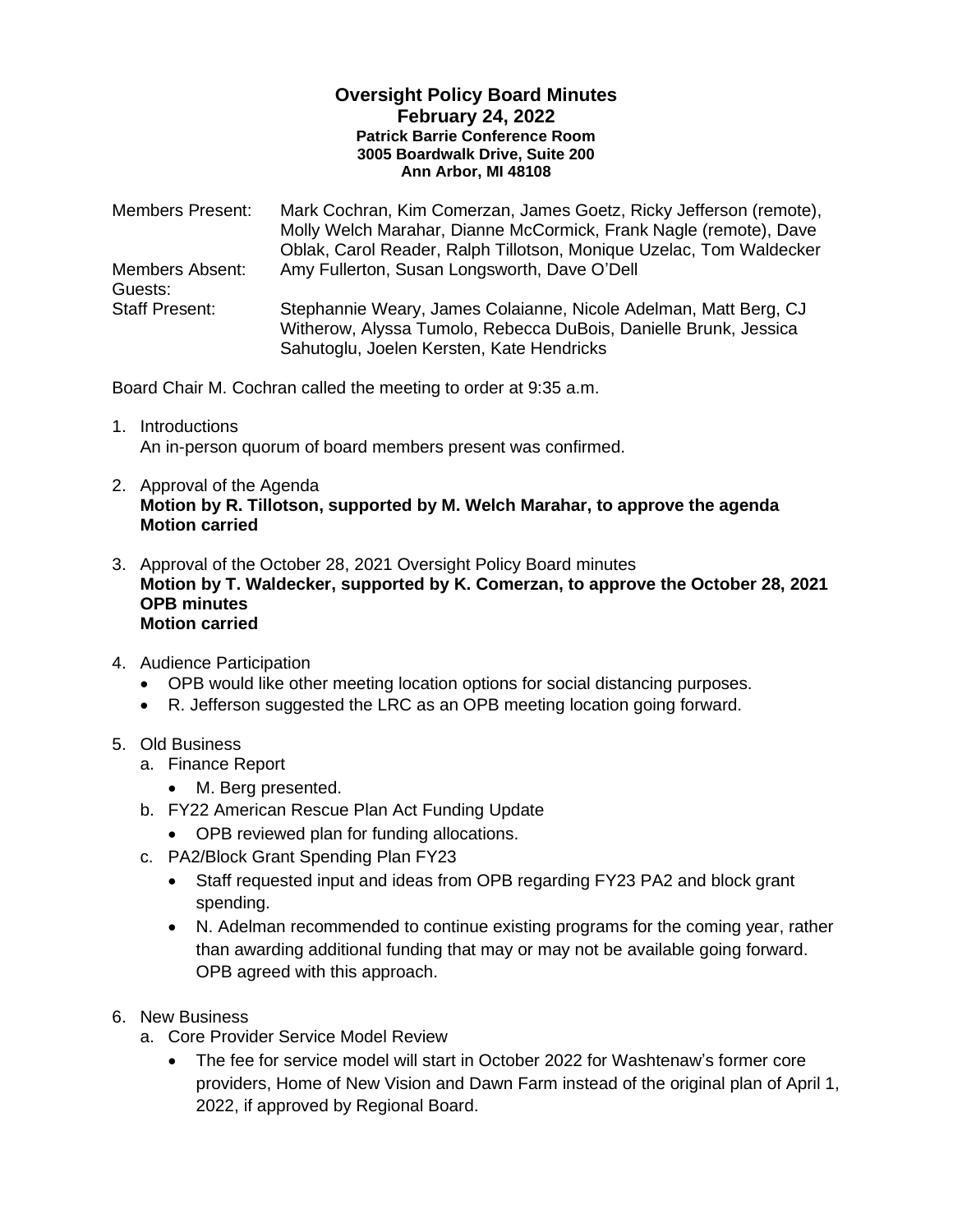# Oversight Policy Board Minutes

## February 24, 2022

**Patrick Barrie Conference Room**
**3005 Boardwalk Drive, Suite 200**
**Ann Arbor, MI 48108**

| | |
|---|---|
| Members Present: | Mark Cochran, Kim Comerzan, James Goetz, Ricky Jefferson (remote), Molly Welch Marahar, Dianne McCormick, Frank Nagle (remote), Dave Oblak, Carol Reader, Ralph Tillotson, Monique Uzelac, Tom Waldecker |
| Members Absent: | Amy Fullerton, Susan Longsworth, Dave O'Dell |
| Guests: | |
| Staff Present: | Stephannie Weary, James Colaianne, Nicole Adelman, Matt Berg, CJ Witherow, Alyssa Tumolo, Rebecca DuBois, Danielle Brunk, Jessica Sahutoglu, Joelen Kersten, Kate Hendricks |

Board Chair M. Cochran called the meeting to order at 9:35 a.m.

1. Introductions
   An in-person quorum of board members present was confirmed.

2. Approval of the Agenda
   **Motion by R. Tillotson, supported by M. Welch Marahar, to approve the agenda**
   **Motion carried**

3. Approval of the October 28, 2021 Oversight Policy Board minutes
   **Motion by T. Waldecker, supported by K. Comerzan, to approve the October 28, 2021 OPB minutes**
   **Motion carried**

4. Audience Participation
   - OPB would like other meeting location options for social distancing purposes.
   - R. Jefferson suggested the LRC as an OPB meeting location going forward.

5. Old Business
   a. Finance Report
      - M. Berg presented.

   b. FY22 American Rescue Plan Act Funding Update
      - OPB reviewed plan for funding allocations.

   c. PA2/Block Grant Spending Plan FY23
      - Staff requested input and ideas from OPB regarding FY23 PA2 and block grant spending.
      - N. Adelman recommended to continue existing programs for the coming year, rather than awarding additional funding that may or may not be available going forward. OPB agreed with this approach.

6. New Business
   a. Core Provider Service Model Review
      - The fee for service model will start in October 2022 for Washtenaw's former core providers, Home of New Vision and Dawn Farm instead of the original plan of April 1, 2022, if approved by Regional Board.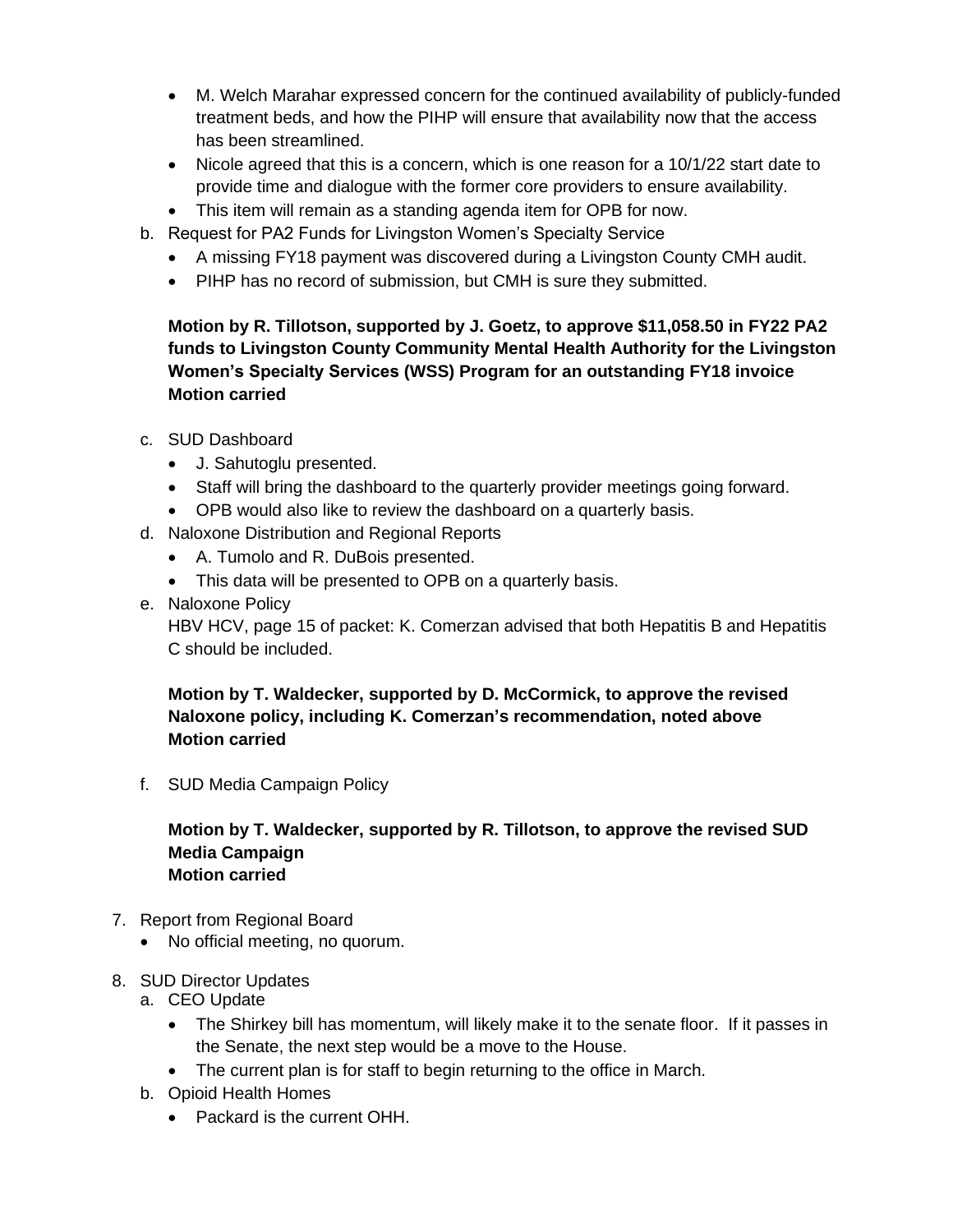- M. Welch Marahar expressed concern for the continued availability of publicly-funded treatment beds, and how the PIHP will ensure that availability now that the access has been streamlined.
- Nicole agreed that this is a concern, which is one reason for a 10/1/22 start date to provide time and dialogue with the former core providers to ensure availability.
- This item will remain as a standing agenda item for OPB for now.

b. Request for PA2 Funds for Livingston Women's Specialty Service
   - A missing FY18 payment was discovered during a Livingston County CMH audit.
   - PIHP has no record of submission, but CMH is sure they submitted.

   **Motion by R. Tillotson, supported by J. Goetz, to approve $11,058.50 in FY22 PA2 funds to Livingston County Community Mental Health Authority for the Livingston Women's Specialty Services (WSS) Program for an outstanding FY18 invoice**
   **Motion carried**

c. SUD Dashboard
   - J. Sahutoglu presented.
   - Staff will bring the dashboard to the quarterly provider meetings going forward.
   - OPB would also like to review the dashboard on a quarterly basis.

d. Naloxone Distribution and Regional Reports
   - A. Tumolo and R. DuBois presented.
   - This data will be presented to OPB on a quarterly basis.

e. Naloxone Policy
   HBV HCV, page 15 of packet: K. Comerzan advised that both Hepatitis B and Hepatitis C should be included.

   **Motion by T. Waldecker, supported by D. McCormick, to approve the revised Naloxone policy, including K. Comerzan's recommendation, noted above**
   **Motion carried**

f. SUD Media Campaign Policy

   **Motion by T. Waldecker, supported by R. Tillotson, to approve the revised SUD Media Campaign**
   **Motion carried**

7. Report from Regional Board
   - No official meeting, no quorum.

8. SUD Director Updates
   a. CEO Update
      - The Shirkey bill has momentum, will likely make it to the senate floor. If it passes in the Senate, the next step would be a move to the House.
      - The current plan is for staff to begin returning to the office in March.

   b. Opioid Health Homes
      - Packard is the current OHH.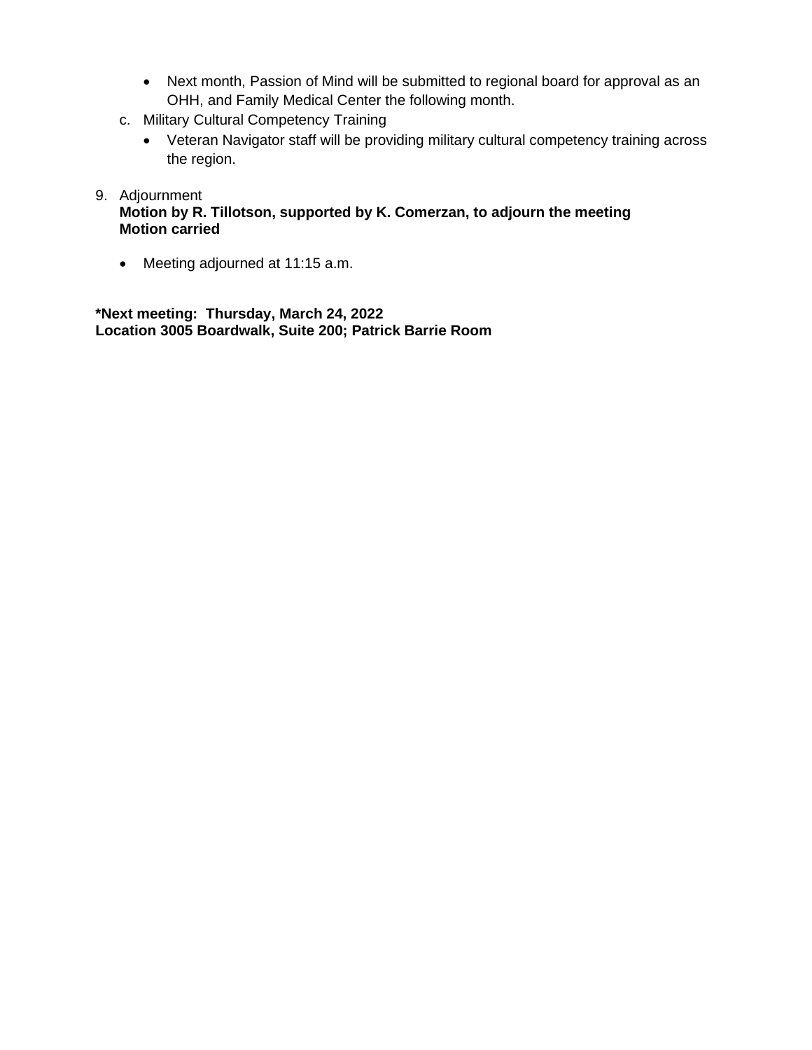- Next month, Passion of Mind will be submitted to regional board for approval as an OHH, and Family Medical Center the following month.

c. Military Cultural Competency Training
   - Veteran Navigator staff will be providing military cultural competency training across the region.

9. Adjournment
   **Motion by R. Tillotson, supported by K. Comerzan, to adjourn the meeting**
   **Motion carried**

   - Meeting adjourned at 11:15 a.m.

**\*Next meeting: Thursday, March 24, 2022**
**Location 3005 Boardwalk, Suite 200; Patrick Barrie Room**